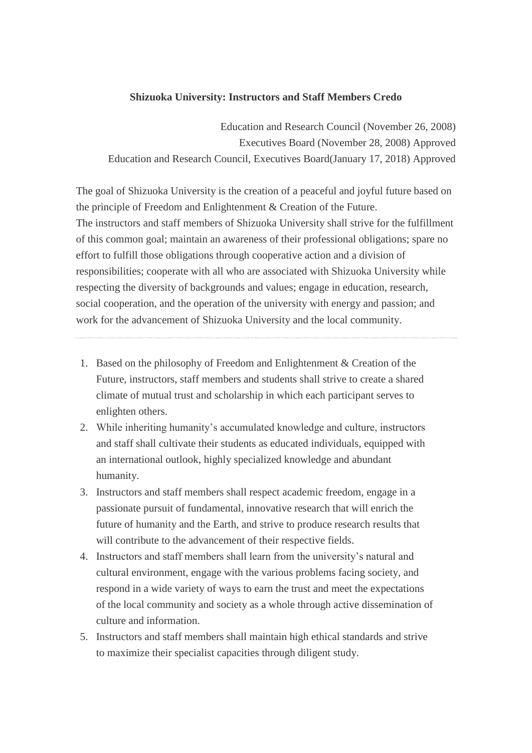# Shizuoka University: Instructors and Staff Members Credo

Education and Research Council (November 26, 2008)
Executives Board (November 28, 2008) Approved
Education and Research Council, Executives Board(January 17, 2018) Approved

The goal of Shizuoka University is the creation of a peaceful and joyful future based on the principle of Freedom and Enlightenment & Creation of the Future.
The instructors and staff members of Shizuoka University shall strive for the fulfillment of this common goal; maintain an awareness of their professional obligations; spare no effort to fulfill those obligations through cooperative action and a division of responsibilities; cooperate with all who are associated with Shizuoka University while respecting the diversity of backgrounds and values; engage in education, research, social cooperation, and the operation of the university with energy and passion; and work for the advancement of Shizuoka University and the local community.

---

1. Based on the philosophy of Freedom and Enlightenment & Creation of the Future, instructors, staff members and students shall strive to create a shared climate of mutual trust and scholarship in which each participant serves to enlighten others.
2. While inheriting humanity's accumulated knowledge and culture, instructors and staff shall cultivate their students as educated individuals, equipped with an international outlook, highly specialized knowledge and abundant humanity.
3. Instructors and staff members shall respect academic freedom, engage in a passionate pursuit of fundamental, innovative research that will enrich the future of humanity and the Earth, and strive to produce research results that will contribute to the advancement of their respective fields.
4. Instructors and staff members shall learn from the university's natural and cultural environment, engage with the various problems facing society, and respond in a wide variety of ways to earn the trust and meet the expectations of the local community and society as a whole through active dissemination of culture and information.
5. Instructors and staff members shall maintain high ethical standards and strive to maximize their specialist capacities through diligent study.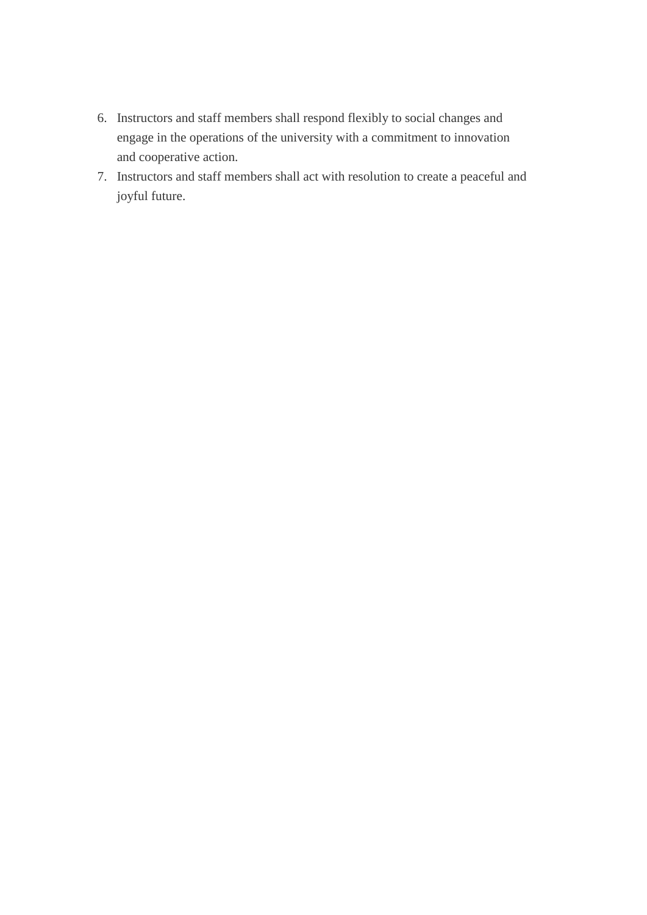6. Instructors and staff members shall respond flexibly to social changes and engage in the operations of the university with a commitment to innovation and cooperative action.
7. Instructors and staff members shall act with resolution to create a peaceful and joyful future.